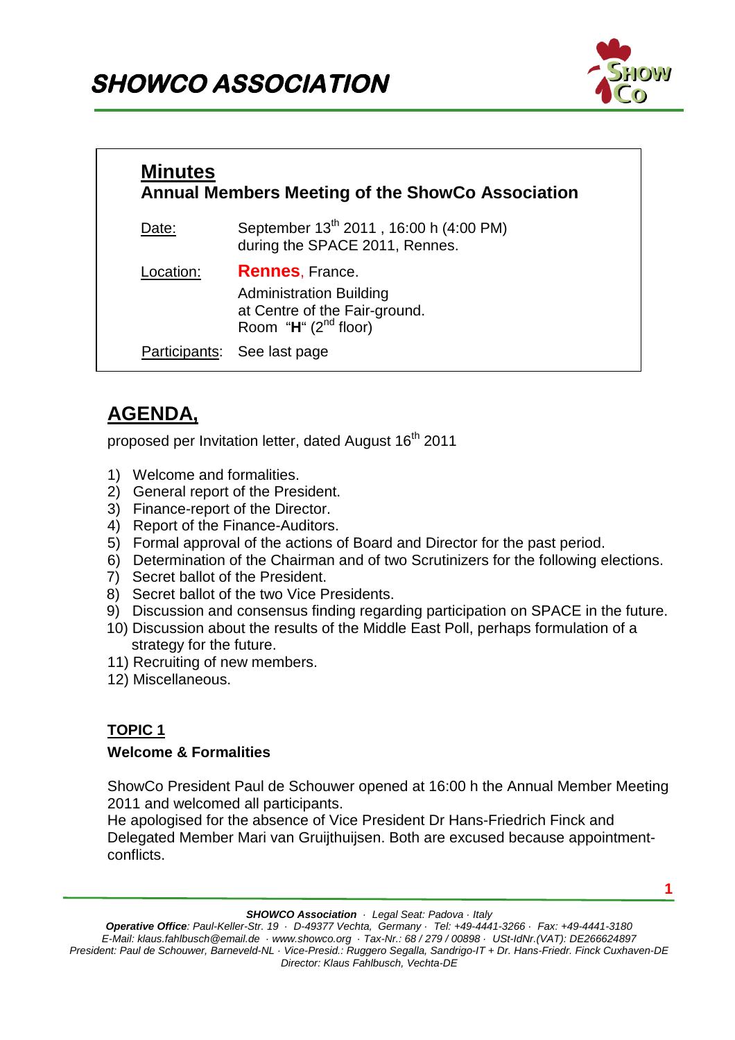# SHOWCO ASSOCIATION

## Minutes

**Annual Members Meeting of the ShowCo Association**

| | |
|---|---|
| Date: | September 13th 2011 , 16:00 h (4:00 PM) during the SPACE 2011, Rennes. |
| Location: | **Rennes**, France. Administration Building at Centre of the Fair-ground. Room "**H**" (2nd floor) |
| Participants: | See last page |

## AGENDA,

proposed per Invitation letter, dated August 16th 2011

1) Welcome and formalities.
2) General report of the President.
3) Finance-report of the Director.
4) Report of the Finance-Auditors.
5) Formal approval of the actions of Board and Director for the past period.
6) Determination of the Chairman and of two Scrutinizers for the following elections.
7) Secret ballot of the President.
8) Secret ballot of the two Vice Presidents.
9) Discussion and consensus finding regarding participation on SPACE in the future.
10) Discussion about the results of the Middle East Poll, perhaps formulation of a strategy for the future.
11) Recruiting of new members.
12) Miscellaneous.

### TOPIC 1

**Welcome & Formalities**

ShowCo President Paul de Schouwer opened at 16:00 h the Annual Member Meeting 2011 and welcomed all participants.
He apologised for the absence of Vice President Dr Hans-Friedrich Finck and Delegated Member Mari van Gruijthuijsen. Both are excused because appointment-conflicts.

*SHOWCO Association · Legal Seat: Padova · Italy*
*Operative Office: Paul-Keller-Str. 19 · D-49377 Vechta, Germany · Tel: +49-4441-3266 · Fax: +49-4441-3180*
*E-Mail: klaus.fahlbusch@email.de · www.showco.org · Tax-Nr.: 68 / 279 / 00898 · USt-IdNr.(VAT): DE266624897*
*President: Paul de Schouwer, Barneveld-NL · Vice-Presid.: Ruggero Segalla, Sandrigo-IT + Dr. Hans-Friedr. Finck Cuxhaven-DE*
*Director: Klaus Fahlbusch, Vechta-DE*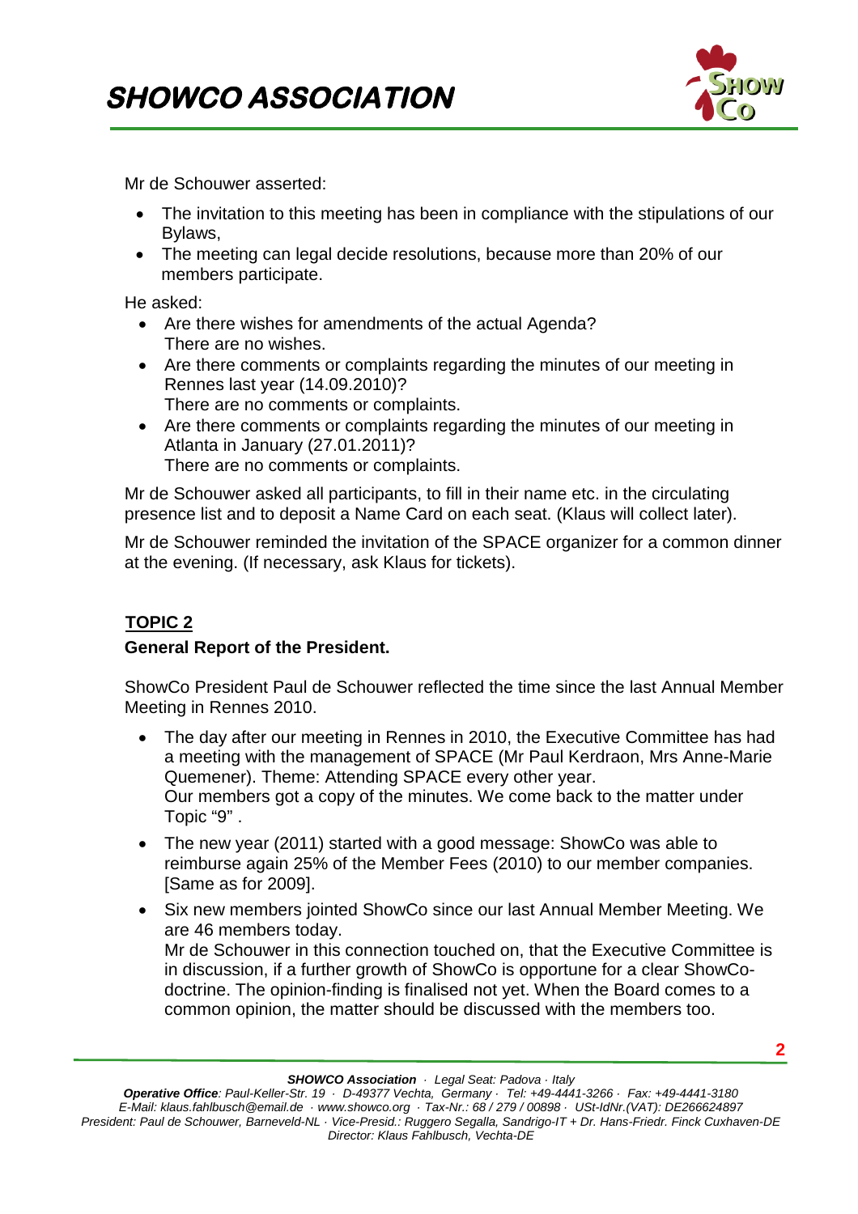Mr de Schouwer asserted:

- The invitation to this meeting has been in compliance with the stipulations of our Bylaws,
- The meeting can legal decide resolutions, because more than 20% of our members participate.

He asked:

- Are there wishes for amendments of the actual Agenda?
  There are no wishes.
- Are there comments or complaints regarding the minutes of our meeting in Rennes last year (14.09.2010)?
  There are no comments or complaints.
- Are there comments or complaints regarding the minutes of our meeting in Atlanta in January (27.01.2011)?
  There are no comments or complaints.

Mr de Schouwer asked all participants, to fill in their name etc. in the circulating presence list and to deposit a Name Card on each seat. (Klaus will collect later).

Mr de Schouwer reminded the invitation of the SPACE organizer for a common dinner at the evening. (If necessary, ask Klaus for tickets).

## TOPIC 2

**General Report of the President.**

ShowCo President Paul de Schouwer reflected the time since the last Annual Member Meeting in Rennes 2010.

- The day after our meeting in Rennes in 2010, the Executive Committee has had a meeting with the management of SPACE (Mr Paul Kerdraon, Mrs Anne-Marie Quemener). Theme: Attending SPACE every other year.
  Our members got a copy of the minutes. We come back to the matter under Topic "9" .
- The new year (2011) started with a good message: ShowCo was able to reimburse again 25% of the Member Fees (2010) to our member companies. [Same as for 2009].
- Six new members jointed ShowCo since our last Annual Member Meeting. We are 46 members today.
  Mr de Schouwer in this connection touched on, that the Executive Committee is in discussion, if a further growth of ShowCo is opportune for a clear ShowCo-doctrine. The opinion-finding is finalised not yet. When the Board comes to a common opinion, the matter should be discussed with the members too.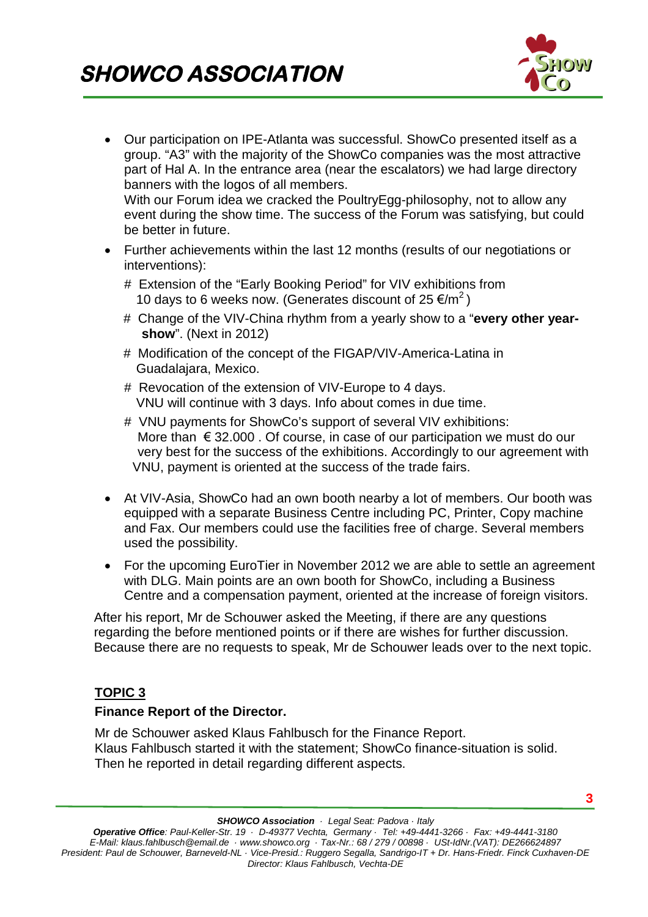- Our participation on IPE-Atlanta was successful. ShowCo presented itself as a group. "A3" with the majority of the ShowCo companies was the most attractive part of Hal A. In the entrance area (near the escalators) we had large directory banners with the logos of all members.
  With our Forum idea we cracked the PoultryEgg-philosophy, not to allow any event during the show time. The success of the Forum was satisfying, but could be better in future.
- Further achievements within the last 12 months (results of our negotiations or interventions):
  # Extension of the "Early Booking Period" for VIV exhibitions from 10 days to 6 weeks now. (Generates discount of 25 €/m$^2$)
  # Change of the VIV-China rhythm from a yearly show to a "**every other year-show**". (Next in 2012)
  # Modification of the concept of the FIGAP/VIV-America-Latina in Guadalajara, Mexico.
  # Revocation of the extension of VIV-Europe to 4 days. VNU will continue with 3 days. Info about comes in due time.
  # VNU payments for ShowCo's support of several VIV exhibitions: More than € 32.000 . Of course, in case of our participation we must do our very best for the success of the exhibitions. Accordingly to our agreement with VNU, payment is oriented at the success of the trade fairs.
- At VIV-Asia, ShowCo had an own booth nearby a lot of members. Our booth was equipped with a separate Business Centre including PC, Printer, Copy machine and Fax. Our members could use the facilities free of charge. Several members used the possibility.
- For the upcoming EuroTier in November 2012 we are able to settle an agreement with DLG. Main points are an own booth for ShowCo, including a Business Centre and a compensation payment, oriented at the increase of foreign visitors.

After his report, Mr de Schouwer asked the Meeting, if there are any questions regarding the before mentioned points or if there are wishes for further discussion. Because there are no requests to speak, Mr de Schouwer leads over to the next topic.

## TOPIC 3

**Finance Report of the Director.**

Mr de Schouwer asked Klaus Fahlbusch for the Finance Report.
Klaus Fahlbusch started it with the statement; ShowCo finance-situation is solid. Then he reported in detail regarding different aspects.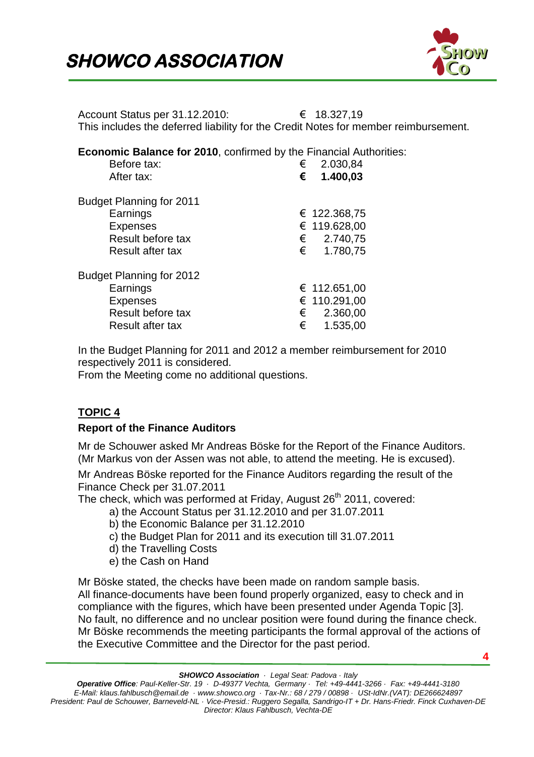Account Status per 31.12.2010: € 18.327,19
This includes the deferred liability for the Credit Notes for member reimbursement.

**Economic Balance for 2010**, confirmed by the Financial Authorities:

| | |
|---|---|
| Before tax: | € 2.030,84 |
| After tax: | **€ 1.400,03** |

Budget Planning for 2011

| | |
|---|---|
| Earnings | € 122.368,75 |
| Expenses | € 119.628,00 |
| Result before tax | € 2.740,75 |
| Result after tax | € 1.780,75 |

Budget Planning for 2012

| | |
|---|---|
| Earnings | € 112.651,00 |
| Expenses | € 110.291,00 |
| Result before tax | € 2.360,00 |
| Result after tax | € 1.535,00 |

In the Budget Planning for 2011 and 2012 a member reimbursement for 2010 respectively 2011 is considered.
From the Meeting come no additional questions.

## TOPIC 4

### Report of the Finance Auditors

Mr de Schouwer asked Mr Andreas Böske for the Report of the Finance Auditors. (Mr Markus von der Assen was not able, to attend the meeting. He is excused).

Mr Andreas Böske reported for the Finance Auditors regarding the result of the Finance Check per 31.07.2011
The check, which was performed at Friday, August 26th 2011, covered:

a) the Account Status per 31.12.2010 and per 31.07.2011
b) the Economic Balance per 31.12.2010
c) the Budget Plan for 2011 and its execution till 31.07.2011
d) the Travelling Costs
e) the Cash on Hand

Mr Böske stated, the checks have been made on random sample basis.
All finance-documents have been found properly organized, easy to check and in compliance with the figures, which have been presented under Agenda Topic [3].
No fault, no difference and no unclear position were found during the finance check.
Mr Böske recommends the meeting participants the formal approval of the actions of the Executive Committee and the Director for the past period.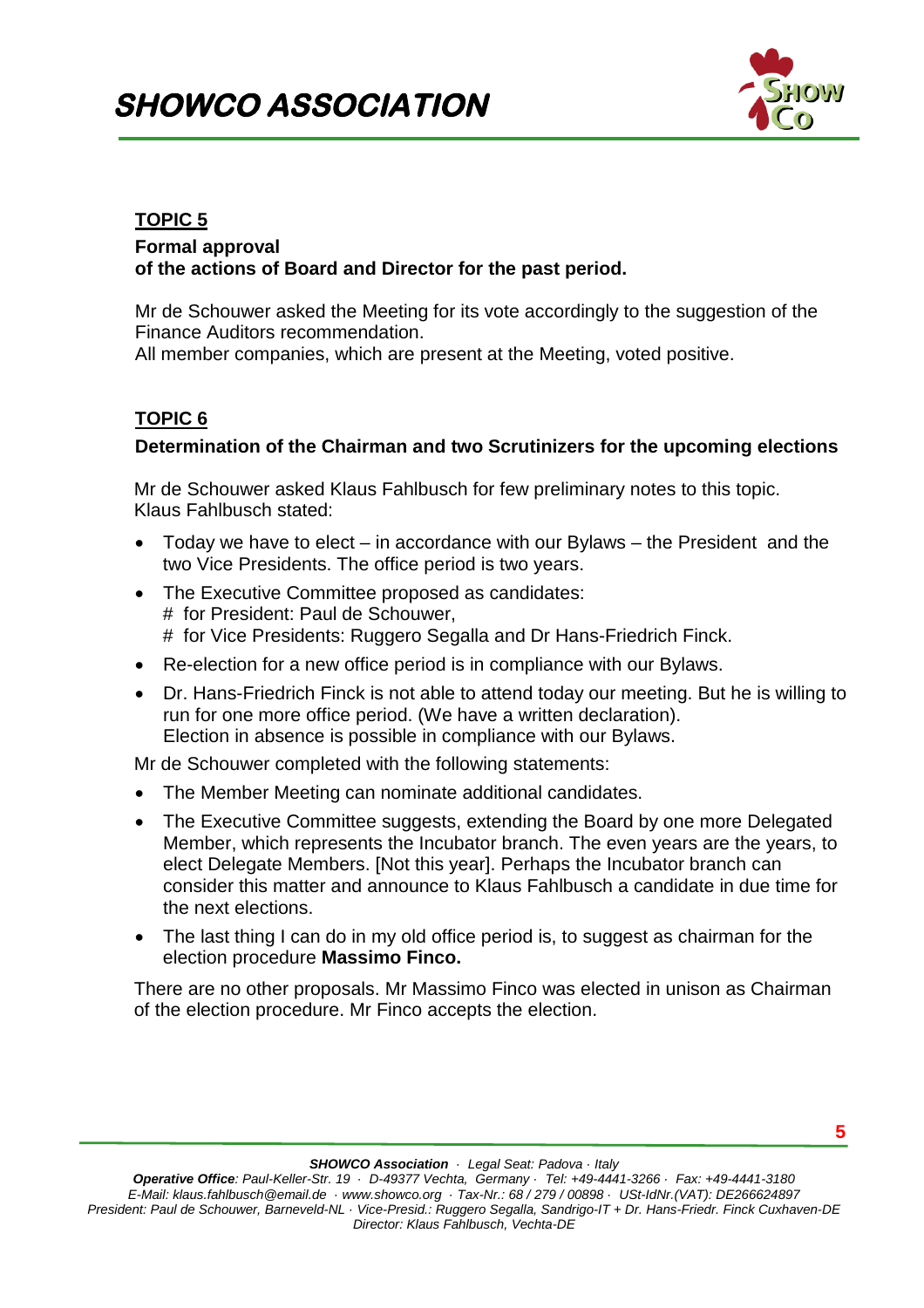## TOPIC 5

**Formal approval**
**of the actions of Board and Director for the past period.**

Mr de Schouwer asked the Meeting for its vote accordingly to the suggestion of the Finance Auditors recommendation.
All member companies, which are present at the Meeting, voted positive.

## TOPIC 6

**Determination of the Chairman and two Scrutinizers for the upcoming elections**

Mr de Schouwer asked Klaus Fahlbusch for few preliminary notes to this topic.
Klaus Fahlbusch stated:

- Today we have to elect – in accordance with our Bylaws – the President and the two Vice Presidents. The office period is two years.
- The Executive Committee proposed as candidates:
  # for President: Paul de Schouwer,
  # for Vice Presidents: Ruggero Segalla and Dr Hans-Friedrich Finck.
- Re-election for a new office period is in compliance with our Bylaws.
- Dr. Hans-Friedrich Finck is not able to attend today our meeting. But he is willing to run for one more office period. (We have a written declaration).
  Election in absence is possible in compliance with our Bylaws.

Mr de Schouwer completed with the following statements:

- The Member Meeting can nominate additional candidates.
- The Executive Committee suggests, extending the Board by one more Delegated Member, which represents the Incubator branch. The even years are the years, to elect Delegate Members. [Not this year]. Perhaps the Incubator branch can consider this matter and announce to Klaus Fahlbusch a candidate in due time for the next elections.
- The last thing I can do in my old office period is, to suggest as chairman for the election procedure **Massimo Finco.**

There are no other proposals. Mr Massimo Finco was elected in unison as Chairman of the election procedure. Mr Finco accepts the election.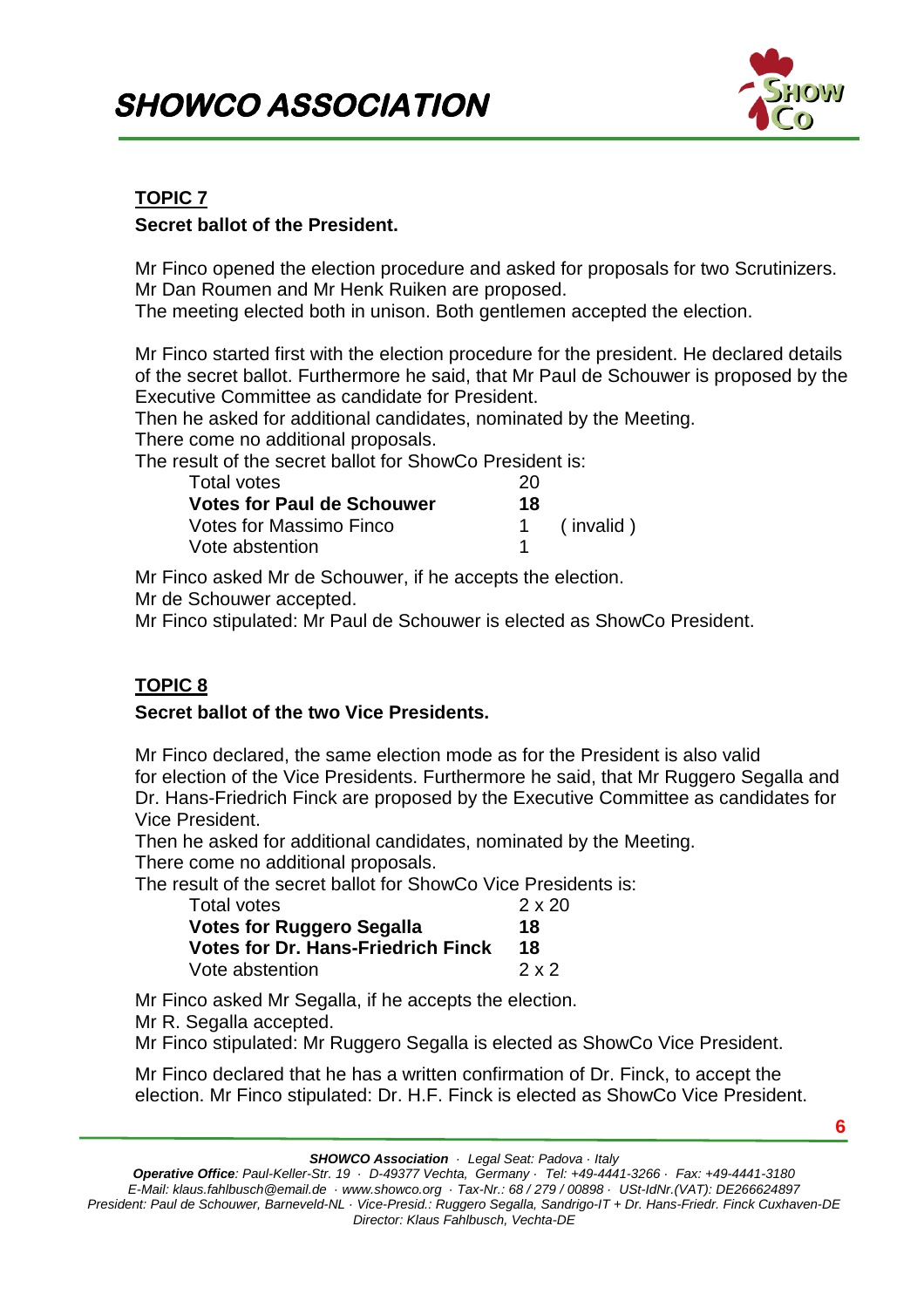## TOPIC 7

**Secret ballot of the President.**

Mr Finco opened the election procedure and asked for proposals for two Scrutinizers.
Mr Dan Roumen and Mr Henk Ruiken are proposed.
The meeting elected both in unison. Both gentlemen accepted the election.

Mr Finco started first with the election procedure for the president. He declared details of the secret ballot. Furthermore he said, that Mr Paul de Schouwer is proposed by the Executive Committee as candidate for President.
Then he asked for additional candidates, nominated by the Meeting.
There come no additional proposals.
The result of the secret ballot for ShowCo President is:

| | | |
|---|---|---|
| Total votes | 20 | |
| **Votes for Paul de Schouwer** | **18** | |
| Votes for Massimo Finco | 1 | ( invalid ) |
| Vote abstention | 1 | |

Mr Finco asked Mr de Schouwer, if he accepts the election.
Mr de Schouwer accepted.
Mr Finco stipulated: Mr Paul de Schouwer is elected as ShowCo President.

## TOPIC 8

**Secret ballot of the two Vice Presidents.**

Mr Finco declared, the same election mode as for the President is also valid for election of the Vice Presidents. Furthermore he said, that Mr Ruggero Segalla and Dr. Hans-Friedrich Finck are proposed by the Executive Committee as candidates for Vice President.
Then he asked for additional candidates, nominated by the Meeting.
There come no additional proposals.
The result of the secret ballot for ShowCo Vice Presidents is:

| | |
|---|---|
| Total votes | 2 x 20 |
| **Votes for Ruggero Segalla** | **18** |
| **Votes for Dr. Hans-Friedrich Finck** | **18** |
| Vote abstention | 2 x 2 |

Mr Finco asked Mr Segalla, if he accepts the election.
Mr R. Segalla accepted.
Mr Finco stipulated: Mr Ruggero Segalla is elected as ShowCo Vice President.

Mr Finco declared that he has a written confirmation of Dr. Finck, to accept the election. Mr Finco stipulated: Dr. H.F. Finck is elected as ShowCo Vice President.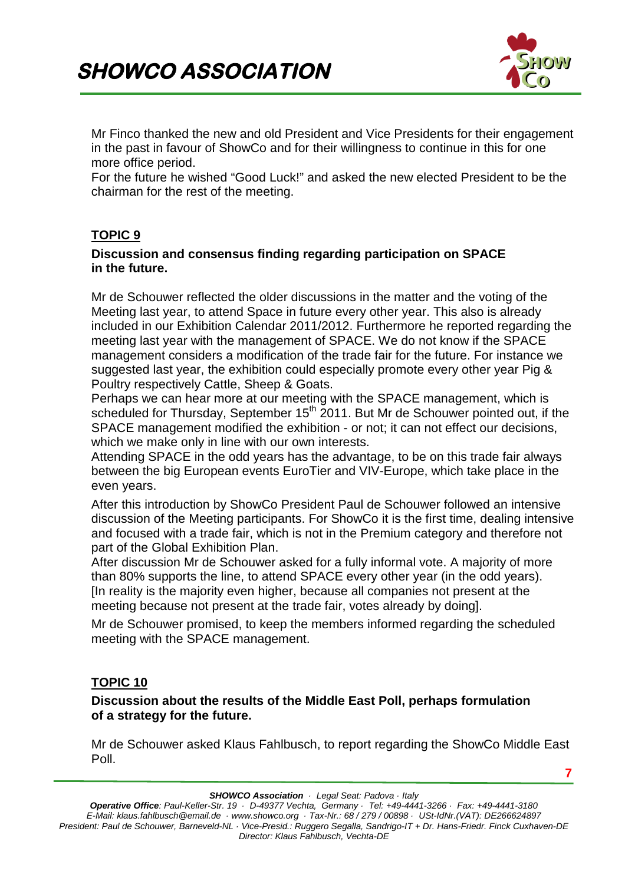Mr Finco thanked the new and old President and Vice Presidents for their engagement in the past in favour of ShowCo and for their willingness to continue in this for one more office period.
For the future he wished "Good Luck!" and asked the new elected President to be the chairman for the rest of the meeting.

## TOPIC 9

**Discussion and consensus finding regarding participation on SPACE in the future.**

Mr de Schouwer reflected the older discussions in the matter and the voting of the Meeting last year, to attend Space in future every other year. This also is already included in our Exhibition Calendar 2011/2012. Furthermore he reported regarding the meeting last year with the management of SPACE. We do not know if the SPACE management considers a modification of the trade fair for the future. For instance we suggested last year, the exhibition could especially promote every other year Pig & Poultry respectively Cattle, Sheep & Goats.
Perhaps we can hear more at our meeting with the SPACE management, which is scheduled for Thursday, September 15th 2011. But Mr de Schouwer pointed out, if the SPACE management modified the exhibition - or not; it can not effect our decisions, which we make only in line with our own interests.
Attending SPACE in the odd years has the advantage, to be on this trade fair always between the big European events EuroTier and VIV-Europe, which take place in the even years.

After this introduction by ShowCo President Paul de Schouwer followed an intensive discussion of the Meeting participants. For ShowCo it is the first time, dealing intensive and focused with a trade fair, which is not in the Premium category and therefore not part of the Global Exhibition Plan.
After discussion Mr de Schouwer asked for a fully informal vote. A majority of more than 80% supports the line, to attend SPACE every other year (in the odd years). [In reality is the majority even higher, because all companies not present at the meeting because not present at the trade fair, votes already by doing].

Mr de Schouwer promised, to keep the members informed regarding the scheduled meeting with the SPACE management.

## TOPIC 10

**Discussion about the results of the Middle East Poll, perhaps formulation of a strategy for the future.**

Mr de Schouwer asked Klaus Fahlbusch, to report regarding the ShowCo Middle East Poll.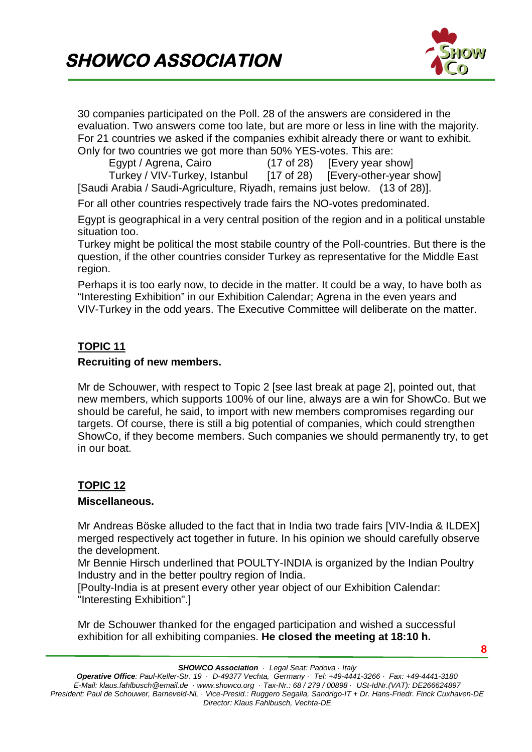30 companies participated on the Poll. 28 of the answers are considered in the evaluation. Two answers come too late, but are more or less in line with the majority. For 21 countries we asked if the companies exhibit already there or want to exhibit. Only for two countries we got more than 50% YES-votes. This are:

Egypt / Agrena, Cairo (17 of 28) [Every year show]
Turkey / VIV-Turkey, Istanbul [17 of 28) [Every-other-year show]

[Saudi Arabia / Saudi-Agriculture, Riyadh, remains just below. (13 of 28)].

For all other countries respectively trade fairs the NO-votes predominated.

Egypt is geographical in a very central position of the region and in a political unstable situation too.
Turkey might be political the most stabile country of the Poll-countries. But there is the question, if the other countries consider Turkey as representative for the Middle East region.

Perhaps it is too early now, to decide in the matter. It could be a way, to have both as "Interesting Exhibition" in our Exhibition Calendar; Agrena in the even years and VIV-Turkey in the odd years. The Executive Committee will deliberate on the matter.

## TOPIC 11

**Recruiting of new members.**

Mr de Schouwer, with respect to Topic 2 [see last break at page 2], pointed out, that new members, which supports 100% of our line, always are a win for ShowCo. But we should be careful, he said, to import with new members compromises regarding our targets. Of course, there is still a big potential of companies, which could strengthen ShowCo, if they become members. Such companies we should permanently try, to get in our boat.

## TOPIC 12

**Miscellaneous.**

Mr Andreas Böske alluded to the fact that in India two trade fairs [VIV-India & ILDEX] merged respectively act together in future. In his opinion we should carefully observe the development.
Mr Bennie Hirsch underlined that POULTY-INDIA is organized by the Indian Poultry Industry and in the better poultry region of India.
[Poulty-India is at present every other year object of our Exhibition Calendar: "Interesting Exhibition".]

Mr de Schouwer thanked for the engaged participation and wished a successful exhibition for all exhibiting companies. **He closed the meeting at 18:10 h.**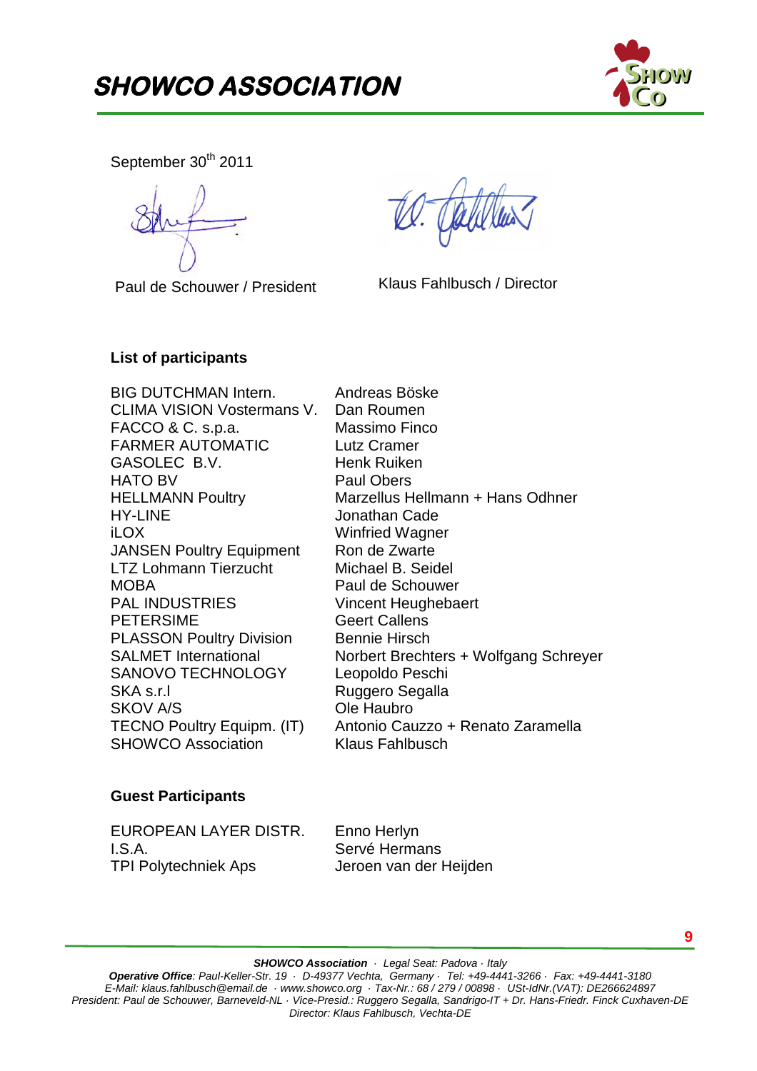September 30th 2011

Paul de Schouwer / President

Klaus Fahlbusch / Director

**List of participants**

| | |
|---|---|
| BIG DUTCHMAN Intern. | Andreas Böske |
| CLIMA VISION Vostermans V. | Dan Roumen |
| FACCO & C. s.p.a. | Massimo Finco |
| FARMER AUTOMATIC | Lutz Cramer |
| GASOLEC B.V. | Henk Ruiken |
| HATO BV | Paul Obers |
| HELLMANN Poultry | Marzellus Hellmann + Hans Odhner |
| HY-LINE | Jonathan Cade |
| iLOX | Winfried Wagner |
| JANSEN Poultry Equipment | Ron de Zwarte |
| LTZ Lohmann Tierzucht | Michael B. Seidel |
| MOBA | Paul de Schouwer |
| PAL INDUSTRIES | Vincent Heughebaert |
| PETERSIME | Geert Callens |
| PLASSON Poultry Division | Bennie Hirsch |
| SALMET International | Norbert Brechters + Wolfgang Schreyer |
| SANOVO TECHNOLOGY | Leopoldo Peschi |
| SKA s.r.l | Ruggero Segalla |
| SKOV A/S | Ole Haubro |
| TECNO Poultry Equipm. (IT) | Antonio Cauzzo + Renato Zaramella |
| SHOWCO Association | Klaus Fahlbusch |

**Guest Participants**

| | |
|---|---|
| EUROPEAN LAYER DISTR. | Enno Herlyn |
| I.S.A. | Servé Hermans |
| TPI Polytechniek Aps | Jeroen van der Heijden |